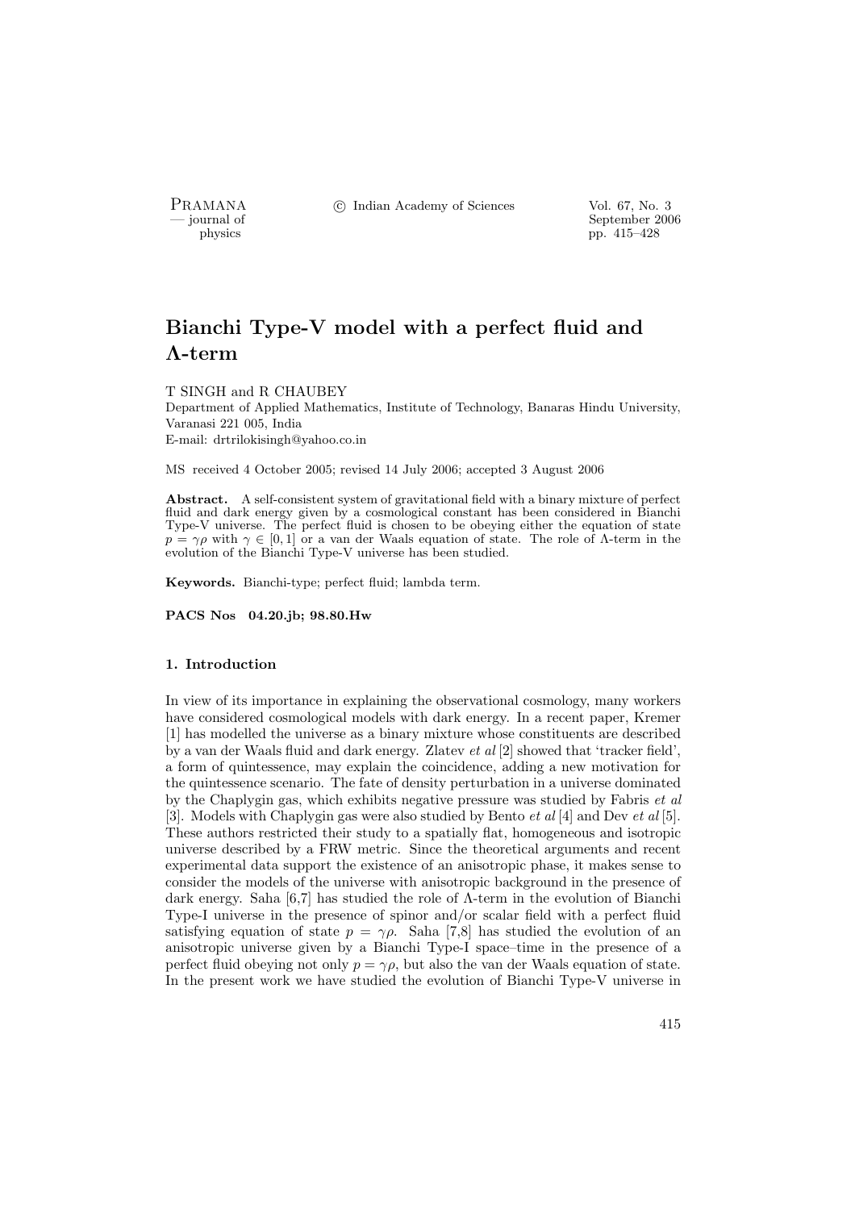# Bianchi Type-V model with a perfect fluid and Λ-term

T SINGH and R CHAUBEY

Department of Applied Mathematics, Institute of Technology, Banaras Hindu University, Varanasi 221 005, India

E-mail: drtrilokisingh@yahoo.co.in

MS received 4 October 2005; revised 14 July 2006; accepted 3 August 2006

**Abstract.** A self-consistent system of gravitational field with a binary mixture of perfect fluid and dark energy given by a cosmological constant has been considered in Bianchi Type-V universe. The perfect fluid is chosen to be obeying either the equation of state $p = \gamma\rho$ with $\gamma \in [0, 1]$ or a van der Waals equation of state. The role of Λ-term in the evolution of the Bianchi Type-V universe has been studied.

**Keywords.** Bianchi-type; perfect fluid; lambda term.

**PACS Nos 04.20.jb; 98.80.Hw**

## 1. Introduction

In view of its importance in explaining the observational cosmology, many workers have considered cosmological models with dark energy. In a recent paper, Kremer [1] has modelled the universe as a binary mixture whose constituents are described by a van der Waals fluid and dark energy. Zlatev *et al* [2] showed that 'tracker field', a form of quintessence, may explain the coincidence, adding a new motivation for the quintessence scenario. The fate of density perturbation in a universe dominated by the Chaplygin gas, which exhibits negative pressure was studied by Fabris *et al* [3]. Models with Chaplygin gas were also studied by Bento *et al* [4] and Dev *et al* [5]. These authors restricted their study to a spatially flat, homogeneous and isotropic universe described by a FRW metric. Since the theoretical arguments and recent experimental data support the existence of an anisotropic phase, it makes sense to consider the models of the universe with anisotropic background in the presence of dark energy. Saha [6,7] has studied the role of Λ-term in the evolution of Bianchi Type-I universe in the presence of spinor and/or scalar field with a perfect fluid satisfying equation of state $p = \gamma\rho$. Saha [7,8] has studied the evolution of an anisotropic universe given by a Bianchi Type-I space–time in the presence of a perfect fluid obeying not only $p = \gamma\rho$, but also the van der Waals equation of state. In the present work we have studied the evolution of Bianchi Type-V universe in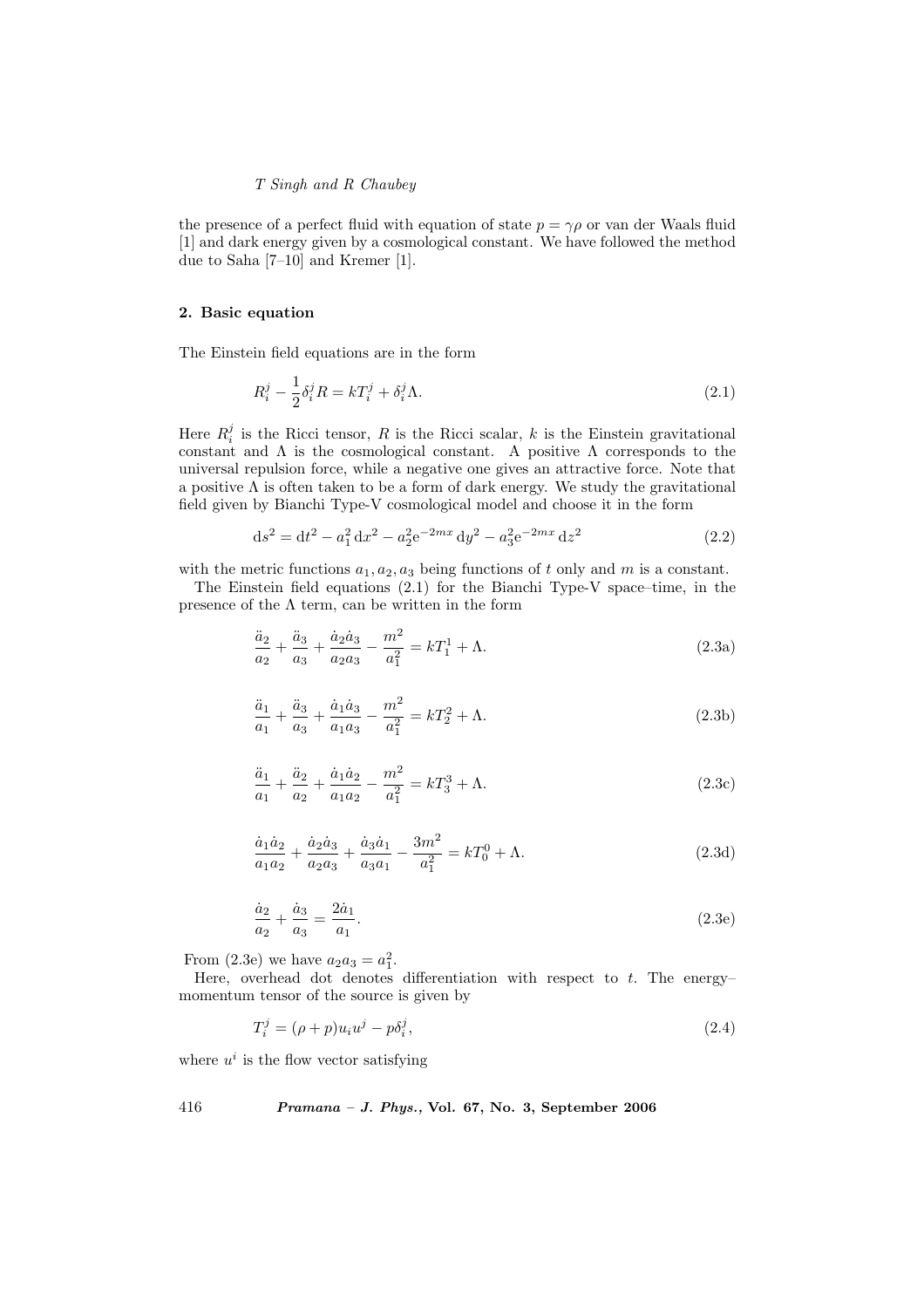the presence of a perfect fluid with equation of state $p = \gamma\rho$ or van der Waals fluid [1] and dark energy given by a cosmological constant. We have followed the method due to Saha [7–10] and Kremer [1].

## 2. Basic equation

The Einstein field equations are in the form

$$R_i^j - \frac{1}{2}\delta_i^j R = kT_i^j + \delta_i^j \Lambda. \tag{2.1}$$

Here $R_i^j$ is the Ricci tensor, $R$ is the Ricci scalar, $k$ is the Einstein gravitational constant and $\Lambda$ is the cosmological constant. A positive $\Lambda$ corresponds to the universal repulsion force, while a negative one gives an attractive force. Note that a positive $\Lambda$ is often taken to be a form of dark energy. We study the gravitational field given by Bianchi Type-V cosmological model and choose it in the form

$$\mathrm{d}s^2 = \mathrm{d}t^2 - a_1^2\,\mathrm{d}x^2 - a_2^2 \mathrm{e}^{-2mx}\,\mathrm{d}y^2 - a_3^2 \mathrm{e}^{-2mx}\,\mathrm{d}z^2 \tag{2.2}$$

with the metric functions $a_1, a_2, a_3$ being functions of $t$ only and $m$ is a constant.

The Einstein field equations (2.1) for the Bianchi Type-V space–time, in the presence of the $\Lambda$ term, can be written in the form

$$\frac{\ddot{a}_2}{a_2} + \frac{\ddot{a}_3}{a_3} + \frac{\dot{a}_2\dot{a}_3}{a_2 a_3} - \frac{m^2}{a_1^2} = kT_1^1 + \Lambda. \tag{2.3a}$$

$$\frac{\ddot{a}_1}{a_1} + \frac{\ddot{a}_3}{a_3} + \frac{\dot{a}_1\dot{a}_3}{a_1 a_3} - \frac{m^2}{a_1^2} = kT_2^2 + \Lambda. \tag{2.3b}$$

$$\frac{\ddot{a}_1}{a_1} + \frac{\ddot{a}_2}{a_2} + \frac{\dot{a}_1\dot{a}_2}{a_1 a_2} - \frac{m^2}{a_1^2} = kT_3^3 + \Lambda. \tag{2.3c}$$

$$\frac{\dot{a}_1\dot{a}_2}{a_1 a_2} + \frac{\dot{a}_2\dot{a}_3}{a_2 a_3} + \frac{\dot{a}_3\dot{a}_1}{a_3 a_1} - \frac{3m^2}{a_1^2} = kT_0^0 + \Lambda. \tag{2.3d}$$

$$\frac{\dot{a}_2}{a_2} + \frac{\dot{a}_3}{a_3} = \frac{2\dot{a}_1}{a_1}. \tag{2.3e}$$

From (2.3e) we have $a_2 a_3 = a_1^2$.

Here, overhead dot denotes differentiation with respect to $t$. The energy–momentum tensor of the source is given by

$$T_i^j = (\rho + p)u_i u^j - p\delta_i^j, \tag{2.4}$$

where $u^i$ is the flow vector satisfying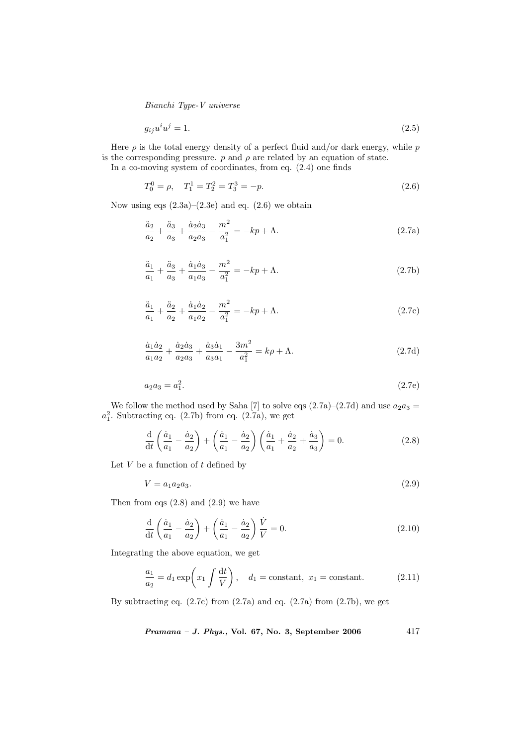$$g_{ij}u^i u^j = 1. \tag{2.5}$$

Here $\rho$ is the total energy density of a perfect fluid and/or dark energy, while $p$ is the corresponding pressure. $p$ and $\rho$ are related by an equation of state.

In a co-moving system of coordinates, from eq. (2.4) one finds

$$T_0^0 = \rho, \quad T_1^1 = T_2^2 = T_3^3 = -p. \tag{2.6}$$

Now using eqs (2.3a)–(2.3e) and eq. (2.6) we obtain

$$\frac{\ddot{a}_2}{a_2} + \frac{\ddot{a}_3}{a_3} + \frac{\dot{a}_2\dot{a}_3}{a_2 a_3} - \frac{m^2}{a_1^2} = -kp + \Lambda. \tag{2.7a}$$

$$\frac{\ddot{a}_1}{a_1} + \frac{\ddot{a}_3}{a_3} + \frac{\dot{a}_1\dot{a}_3}{a_1 a_3} - \frac{m^2}{a_1^2} = -kp + \Lambda. \tag{2.7b}$$

$$\frac{\ddot{a}_1}{a_1} + \frac{\ddot{a}_2}{a_2} + \frac{\dot{a}_1\dot{a}_2}{a_1 a_2} - \frac{m^2}{a_1^2} = -kp + \Lambda. \tag{2.7c}$$

$$\frac{\dot{a}_1\dot{a}_2}{a_1 a_2} + \frac{\dot{a}_2\dot{a}_3}{a_2 a_3} + \frac{\dot{a}_3\dot{a}_1}{a_3 a_1} - \frac{3m^2}{a_1^2} = k\rho + \Lambda. \tag{2.7d}$$

$$a_2 a_3 = a_1^2. \tag{2.7e}$$

We follow the method used by Saha [7] to solve eqs (2.7a)–(2.7d) and use $a_2 a_3 = a_1^2$. Subtracting eq. (2.7b) from eq. (2.7a), we get

$$\frac{\mathrm{d}}{\mathrm{d}t}\left(\frac{\dot{a}_1}{a_1} - \frac{\dot{a}_2}{a_2}\right) + \left(\frac{\dot{a}_1}{a_1} - \frac{\dot{a}_2}{a_2}\right)\left(\frac{\dot{a}_1}{a_1} + \frac{\dot{a}_2}{a_2} + \frac{\dot{a}_3}{a_3}\right) = 0. \tag{2.8}$$

Let $V$ be a function of $t$ defined by

$$V = a_1 a_2 a_3. \tag{2.9}$$

Then from eqs (2.8) and (2.9) we have

$$\frac{\mathrm{d}}{\mathrm{d}t}\left(\frac{\dot{a}_1}{a_1} - \frac{\dot{a}_2}{a_2}\right) + \left(\frac{\dot{a}_1}{a_1} - \frac{\dot{a}_2}{a_2}\right)\frac{\dot{V}}{V} = 0. \tag{2.10}$$

Integrating the above equation, we get

$$\frac{a_1}{a_2} = d_1 \exp\!\left(x_1 \int \frac{\mathrm{d}t}{V}\right), \quad d_1 = \text{constant},\ x_1 = \text{constant}. \tag{2.11}$$

By subtracting eq. (2.7c) from (2.7a) and eq. (2.7a) from (2.7b), we get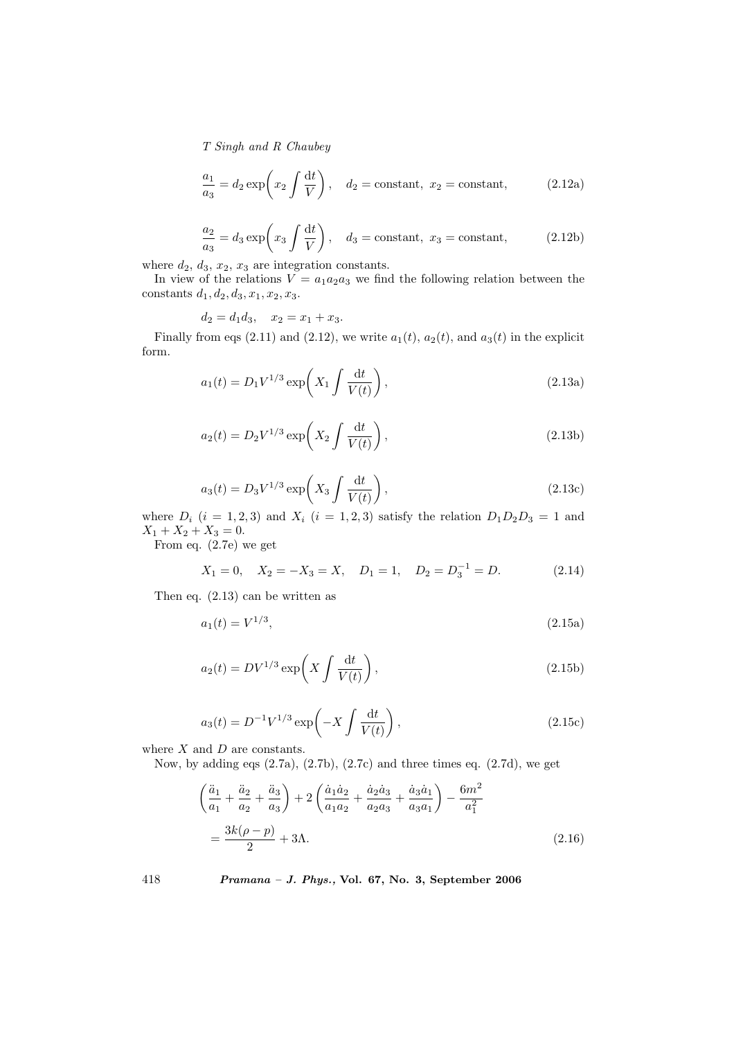$$\frac{a_1}{a_3} = d_2 \exp\left( x_2 \int \frac{\mathrm{d}t}{V} \right), \quad d_2 = \text{constant},\ x_2 = \text{constant}, \tag{2.12a}$$

$$\frac{a_2}{a_3} = d_3 \exp\left( x_3 \int \frac{\mathrm{d}t}{V} \right), \quad d_3 = \text{constant},\ x_3 = \text{constant}, \tag{2.12b}$$

where $d_2$, $d_3$, $x_2$, $x_3$ are integration constants.

In view of the relations $V = a_1 a_2 a_3$ we find the following relation between the constants $d_1, d_2, d_3, x_1, x_2, x_3$.

$$d_2 = d_1 d_3, \quad x_2 = x_1 + x_3.$$

Finally from eqs (2.11) and (2.12), we write $a_1(t)$, $a_2(t)$, and $a_3(t)$ in the explicit form.

$$a_1(t) = D_1 V^{1/3} \exp\left( X_1 \int \frac{\mathrm{d}t}{V(t)} \right), \tag{2.13a}$$

$$a_2(t) = D_2 V^{1/3} \exp\left( X_2 \int \frac{\mathrm{d}t}{V(t)} \right), \tag{2.13b}$$

$$a_3(t) = D_3 V^{1/3} \exp\left( X_3 \int \frac{\mathrm{d}t}{V(t)} \right), \tag{2.13c}$$

where $D_i$ $(i = 1, 2, 3)$ and $X_i$ $(i = 1, 2, 3)$ satisfy the relation $D_1 D_2 D_3 = 1$ and $X_1 + X_2 + X_3 = 0$.

From eq. (2.7e) we get

$$X_1 = 0, \quad X_2 = -X_3 = X, \quad D_1 = 1, \quad D_2 = D_3^{-1} = D. \tag{2.14}$$

Then eq. (2.13) can be written as

$$a_1(t) = V^{1/3}, \tag{2.15a}$$

$$a_2(t) = D V^{1/3} \exp\left( X \int \frac{\mathrm{d}t}{V(t)} \right), \tag{2.15b}$$

$$a_3(t) = D^{-1} V^{1/3} \exp\left( -X \int \frac{\mathrm{d}t}{V(t)} \right), \tag{2.15c}$$

where $X$ and $D$ are constants.

Now, by adding eqs (2.7a), (2.7b), (2.7c) and three times eq. (2.7d), we get

$$\left( \frac{\ddot{a}_1}{a_1} + \frac{\ddot{a}_2}{a_2} + \frac{\ddot{a}_3}{a_3} \right) + 2 \left( \frac{\dot{a}_1 \dot{a}_2}{a_1 a_2} + \frac{\dot{a}_2 \dot{a}_3}{a_2 a_3} + \frac{\dot{a}_3 \dot{a}_1}{a_3 a_1} \right) - \frac{6m^2}{a_1^2}$$

$$= \frac{3k(\rho - p)}{2} + 3\Lambda. \tag{2.16}$$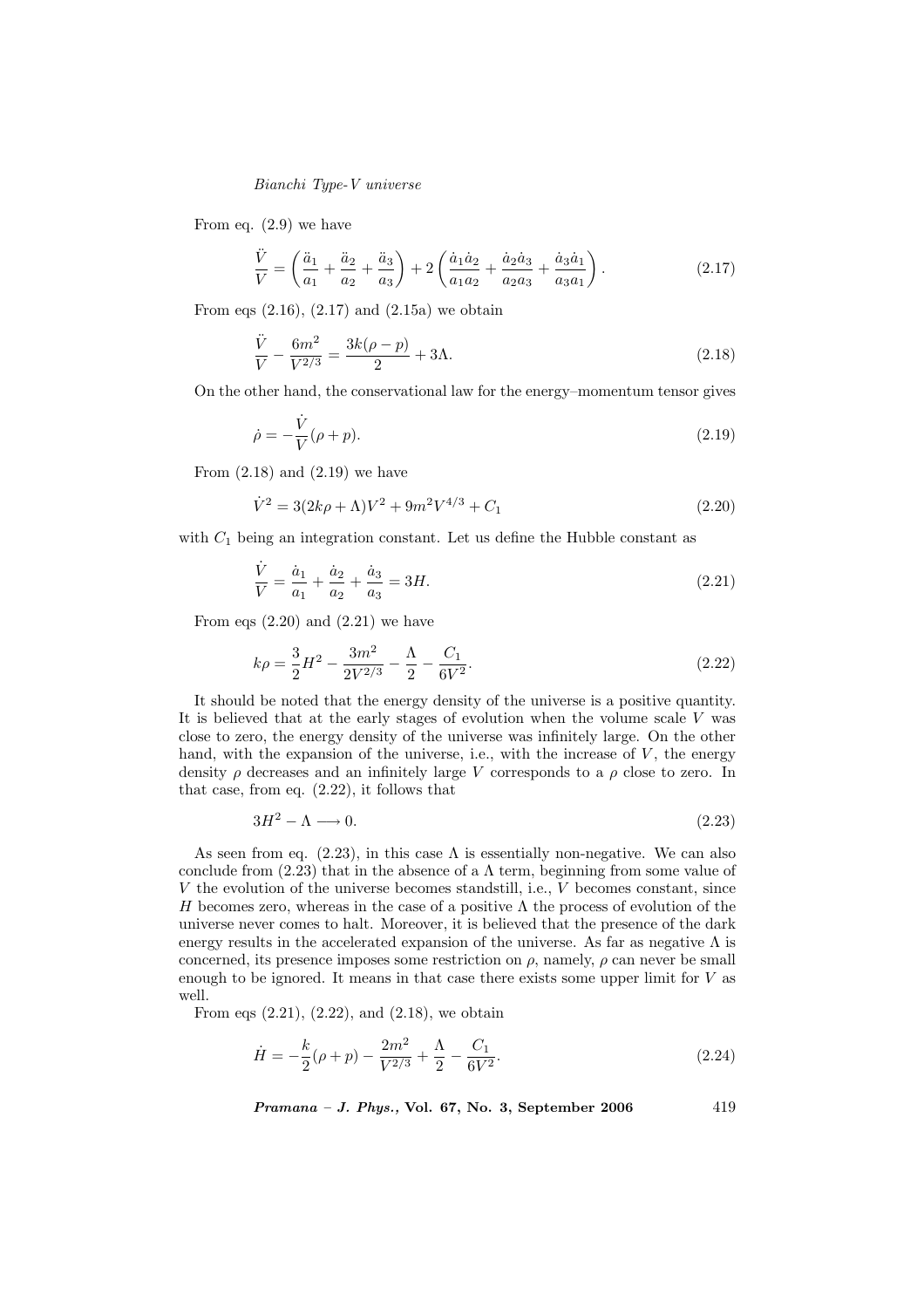From eq. (2.9) we have

$$\frac{\ddot{V}}{V} = \left(\frac{\ddot{a}_1}{a_1} + \frac{\ddot{a}_2}{a_2} + \frac{\ddot{a}_3}{a_3}\right) + 2\left(\frac{\dot{a}_1\dot{a}_2}{a_1a_2} + \frac{\dot{a}_2\dot{a}_3}{a_2a_3} + \frac{\dot{a}_3\dot{a}_1}{a_3a_1}\right). \tag{2.17}$$

From eqs (2.16), (2.17) and (2.15a) we obtain

$$\frac{\ddot{V}}{V} - \frac{6m^2}{V^{2/3}} = \frac{3k(\rho - p)}{2} + 3\Lambda. \tag{2.18}$$

On the other hand, the conservational law for the energy–momentum tensor gives

$$\dot{\rho} = -\frac{\dot{V}}{V}(\rho + p). \tag{2.19}$$

From (2.18) and (2.19) we have

$$\dot{V}^2 = 3(2k\rho + \Lambda)V^2 + 9m^2V^{4/3} + C_1 \tag{2.20}$$

with $C_1$ being an integration constant. Let us define the Hubble constant as

$$\frac{\dot{V}}{V} = \frac{\dot{a}_1}{a_1} + \frac{\dot{a}_2}{a_2} + \frac{\dot{a}_3}{a_3} = 3H. \tag{2.21}$$

From eqs (2.20) and (2.21) we have

$$k\rho = \frac{3}{2}H^2 - \frac{3m^2}{2V^{2/3}} - \frac{\Lambda}{2} - \frac{C_1}{6V^2}. \tag{2.22}$$

It should be noted that the energy density of the universe is a positive quantity. It is believed that at the early stages of evolution when the volume scale $V$ was close to zero, the energy density of the universe was infinitely large. On the other hand, with the expansion of the universe, i.e., with the increase of $V$, the energy density $\rho$ decreases and an infinitely large $V$ corresponds to a $\rho$ close to zero. In that case, from eq. (2.22), it follows that

$$3H^2 - \Lambda \longrightarrow 0. \tag{2.23}$$

As seen from eq. (2.23), in this case $\Lambda$ is essentially non-negative. We can also conclude from (2.23) that in the absence of a $\Lambda$ term, beginning from some value of $V$ the evolution of the universe becomes standstill, i.e., $V$ becomes constant, since $H$ becomes zero, whereas in the case of a positive $\Lambda$ the process of evolution of the universe never comes to halt. Moreover, it is believed that the presence of the dark energy results in the accelerated expansion of the universe. As far as negative $\Lambda$ is concerned, its presence imposes some restriction on $\rho$, namely, $\rho$ can never be small enough to be ignored. It means in that case there exists some upper limit for $V$ as well.

From eqs (2.21), (2.22), and (2.18), we obtain

$$\dot{H} = -\frac{k}{2}(\rho + p) - \frac{2m^2}{V^{2/3}} + \frac{\Lambda}{2} - \frac{C_1}{6V^2}. \tag{2.24}$$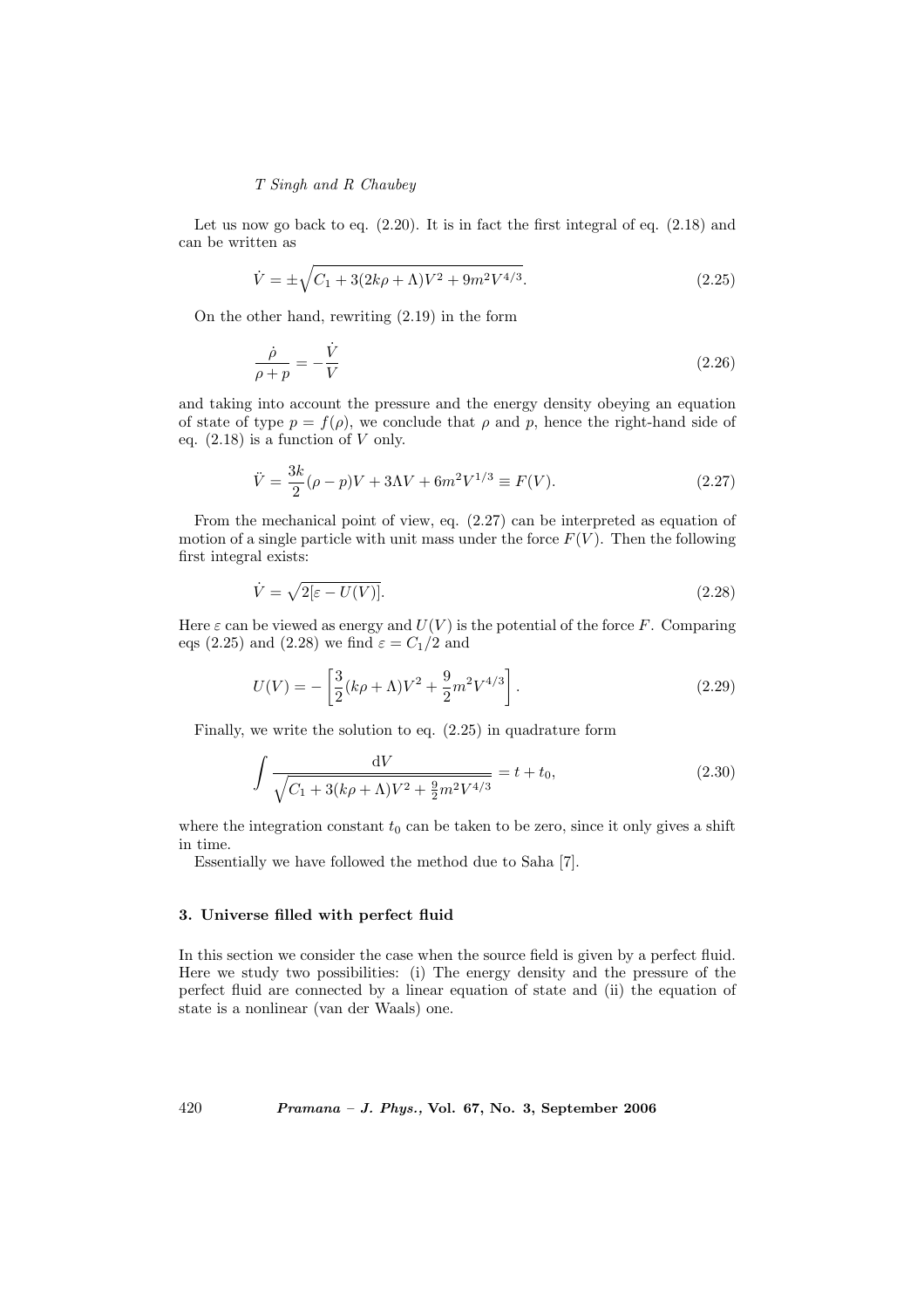Let us now go back to eq. (2.20). It is in fact the first integral of eq. (2.18) and can be written as

$$\dot{V} = \pm\sqrt{C_1 + 3(2k\rho + \Lambda)V^2 + 9m^2V^{4/3}}. \tag{2.25}$$

On the other hand, rewriting (2.19) in the form

$$\frac{\dot{\rho}}{\rho + p} = -\frac{\dot{V}}{V} \tag{2.26}$$

and taking into account the pressure and the energy density obeying an equation of state of type $p = f(\rho)$, we conclude that $\rho$ and $p$, hence the right-hand side of eq. (2.18) is a function of $V$ only.

$$\ddot{V} = \frac{3k}{2}(\rho - p)V + 3\Lambda V + 6m^2V^{1/3} \equiv F(V). \tag{2.27}$$

From the mechanical point of view, eq. (2.27) can be interpreted as equation of motion of a single particle with unit mass under the force $F(V)$. Then the following first integral exists:

$$\dot{V} = \sqrt{2[\varepsilon - U(V)]}. \tag{2.28}$$

Here $\varepsilon$ can be viewed as energy and $U(V)$ is the potential of the force $F$. Comparing eqs (2.25) and (2.28) we find $\varepsilon = C_1/2$ and

$$U(V) = -\left[\frac{3}{2}(k\rho + \Lambda)V^2 + \frac{9}{2}m^2V^{4/3}\right]. \tag{2.29}$$

Finally, we write the solution to eq. (2.25) in quadrature form

$$\int \frac{\mathrm{d}V}{\sqrt{C_1 + 3(k\rho + \Lambda)V^2 + \frac{9}{2}m^2V^{4/3}}} = t + t_0, \tag{2.30}$$

where the integration constant $t_0$ can be taken to be zero, since it only gives a shift in time.

Essentially we have followed the method due to Saha [7].

### 3. Universe filled with perfect fluid

In this section we consider the case when the source field is given by a perfect fluid. Here we study two possibilities: (i) The energy density and the pressure of the perfect fluid are connected by a linear equation of state and (ii) the equation of state is a nonlinear (van der Waals) one.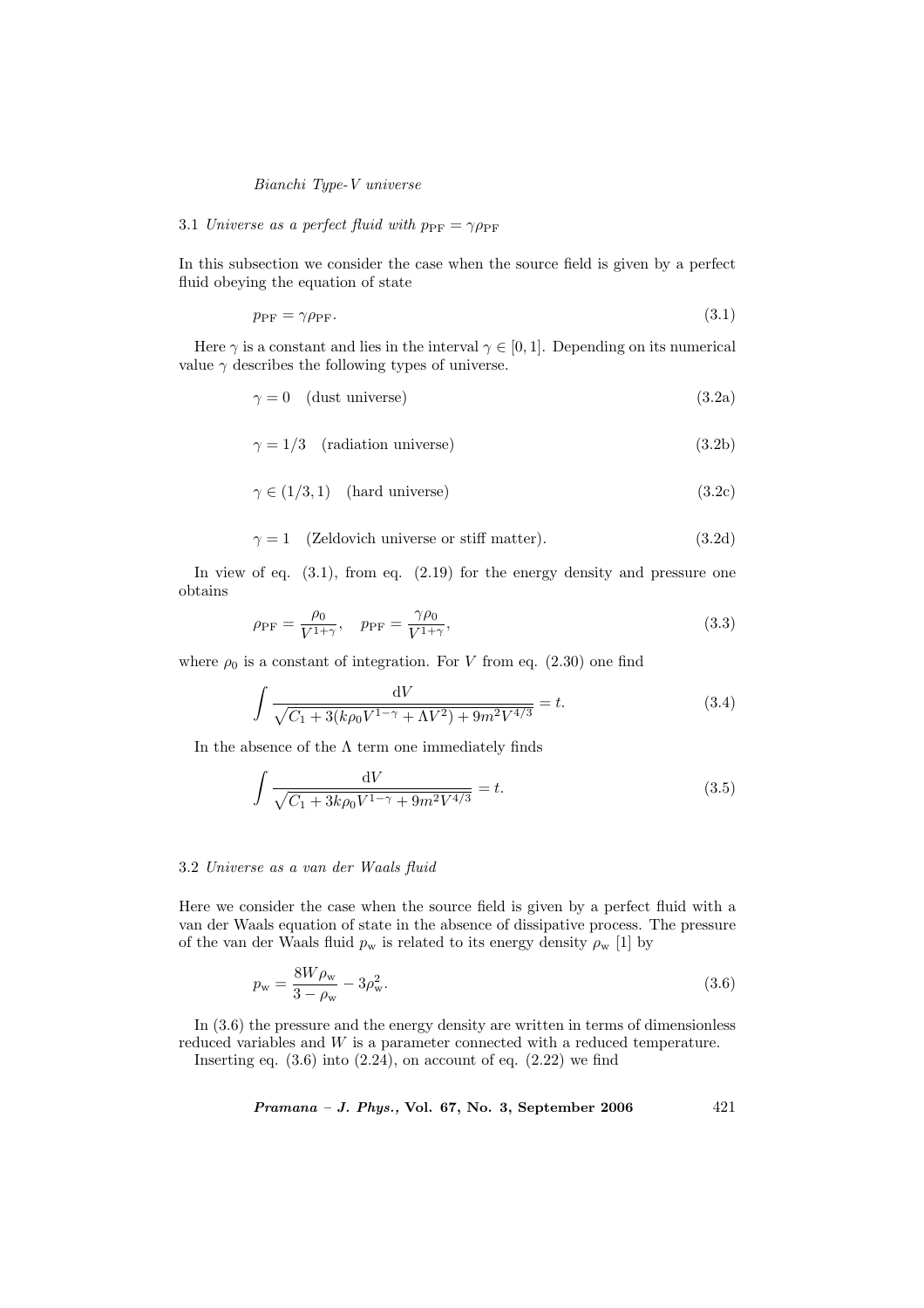### 3.1 *Universe as a perfect fluid with* $p_{\rm PF} = \gamma\rho_{\rm PF}$

In this subsection we consider the case when the source field is given by a perfect fluid obeying the equation of state

$$p_{\rm PF} = \gamma\rho_{\rm PF}. \tag{3.1}$$

Here $\gamma$ is a constant and lies in the interval $\gamma \in [0, 1]$. Depending on its numerical value $\gamma$ describes the following types of universe.

$$\gamma = 0 \quad \text{(dust universe)} \tag{3.2a}$$

$$\gamma = 1/3 \quad \text{(radiation universe)} \tag{3.2b}$$

$$\gamma \in (1/3, 1) \quad \text{(hard universe)} \tag{3.2c}$$

$$\gamma = 1 \quad \text{(Zeldovich universe or stiff matter).} \tag{3.2d}$$

In view of eq. (3.1), from eq. (2.19) for the energy density and pressure one obtains

$$\rho_{\rm PF} = \frac{\rho_0}{V^{1+\gamma}}, \quad p_{\rm PF} = \frac{\gamma\rho_0}{V^{1+\gamma}}, \tag{3.3}$$

where $\rho_0$ is a constant of integration. For $V$ from eq. (2.30) one find

$$\int \frac{{\rm d}V}{\sqrt{C_1 + 3(k\rho_0 V^{1-\gamma} + \Lambda V^2) + 9m^2 V^{4/3}}} = t. \tag{3.4}$$

In the absence of the $\Lambda$ term one immediately finds

$$\int \frac{{\rm d}V}{\sqrt{C_1 + 3k\rho_0 V^{1-\gamma} + 9m^2 V^{4/3}}} = t. \tag{3.5}$$

### 3.2 *Universe as a van der Waals fluid*

Here we consider the case when the source field is given by a perfect fluid with a van der Waals equation of state in the absence of dissipative process. The pressure of the van der Waals fluid $p_{\rm w}$ is related to its energy density $\rho_{\rm w}$ [1] by

$$p_{\rm w} = \frac{8W\rho_{\rm w}}{3 - \rho_{\rm w}} - 3\rho_{\rm w}^2. \tag{3.6}$$

In (3.6) the pressure and the energy density are written in terms of dimensionless reduced variables and $W$ is a parameter connected with a reduced temperature.

Inserting eq. (3.6) into (2.24), on account of eq. (2.22) we find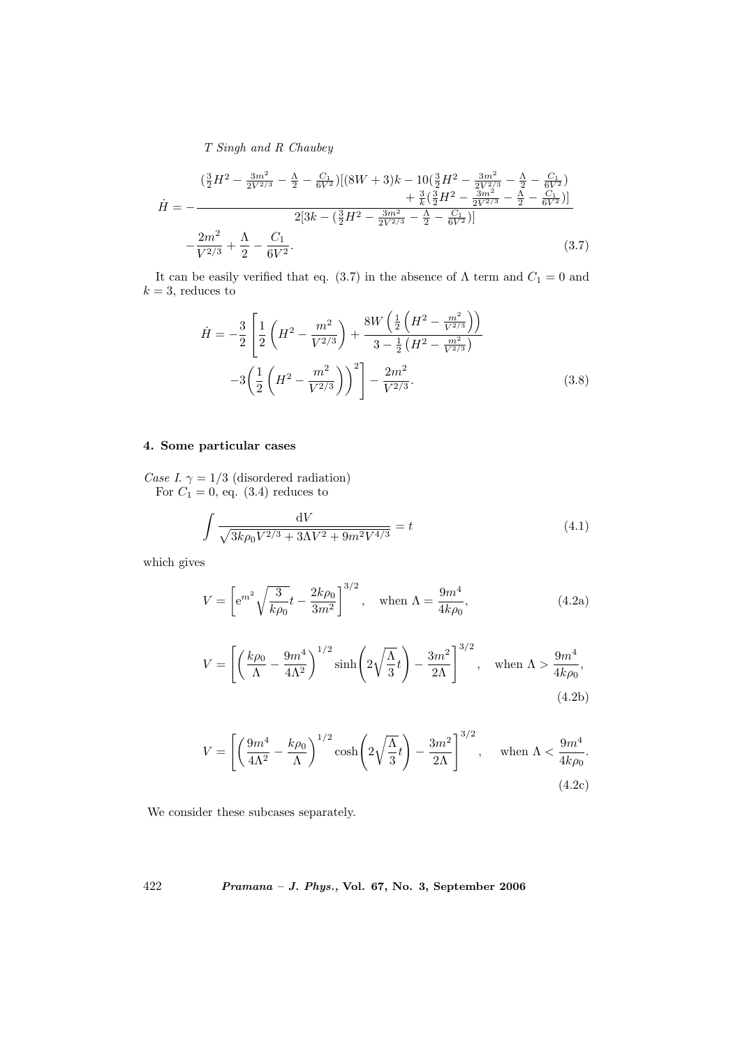$$
\begin{aligned}
\dot{H} = -&\frac{(\frac{3}{2}H^2 - \frac{3m^2}{2V^{2/3}} - \frac{\Lambda}{2} - \frac{C_1}{6V^2})[(8W+3)k - 10(\frac{3}{2}H^2 - \frac{3m^2}{2V^{2/3}} - \frac{\Lambda}{2} - \frac{C_1}{6V^2}) + \frac{3}{k}(\frac{3}{2}H^2 - \frac{3m^2}{2V^{2/3}} - \frac{\Lambda}{2} - \frac{C_1}{6V^2})]}{2[3k - (\frac{3}{2}H^2 - \frac{3m^2}{2V^{2/3}} - \frac{\Lambda}{2} - \frac{C_1}{6V^2})]} \\
&- \frac{2m^2}{V^{2/3}} + \frac{\Lambda}{2} - \frac{C_1}{6V^2}.
\end{aligned}
\tag{3.7}
$$

It can be easily verified that eq. (3.7) in the absence of $\Lambda$ term and $C_1 = 0$ and $k = 3$, reduces to

$$
\begin{aligned}
\dot{H} = -\frac{3}{2}\Bigg[&\frac{1}{2}\left(H^2 - \frac{m^2}{V^{2/3}}\right) + \frac{8W\left(\frac{1}{2}\left(H^2 - \frac{m^2}{V^{2/3}}\right)\right)}{3 - \frac{1}{2}\left(H^2 - \frac{m^2}{V^{2/3}}\right)} \\
&-3\left(\frac{1}{2}\left(H^2 - \frac{m^2}{V^{2/3}}\right)\right)^2\Bigg] - \frac{2m^2}{V^{2/3}}.
\end{aligned}
\tag{3.8}
$$

## 4. Some particular cases

*Case I.* $\gamma = 1/3$ (disordered radiation)
For $C_1 = 0$, eq. (3.4) reduces to

$$
\int \frac{\mathrm{d}V}{\sqrt{3k\rho_0 V^{2/3} + 3\Lambda V^2 + 9m^2 V^{4/3}}} = t \tag{4.1}
$$

which gives

$$
V = \left[\mathrm{e}^{m^2}\sqrt{\frac{3}{k\rho_0}}t - \frac{2k\rho_0}{3m^2}\right]^{3/2}, \quad \text{when } \Lambda = \frac{9m^4}{4k\rho_0}, \tag{4.2a}
$$

$$
V = \left[\left(\frac{k\rho_0}{\Lambda} - \frac{9m^4}{4\Lambda^2}\right)^{1/2}\sinh\left(2\sqrt{\frac{\Lambda}{3}}t\right) - \frac{3m^2}{2\Lambda}\right]^{3/2}, \quad \text{when } \Lambda > \frac{9m^4}{4k\rho_0}, \tag{4.2b}
$$

$$
V = \left[\left(\frac{9m^4}{4\Lambda^2} - \frac{k\rho_0}{\Lambda}\right)^{1/2}\cosh\left(2\sqrt{\frac{\Lambda}{3}}t\right) - \frac{3m^2}{2\Lambda}\right]^{3/2}, \quad \text{when } \Lambda < \frac{9m^4}{4k\rho_0}. \tag{4.2c}
$$

We consider these subcases separately.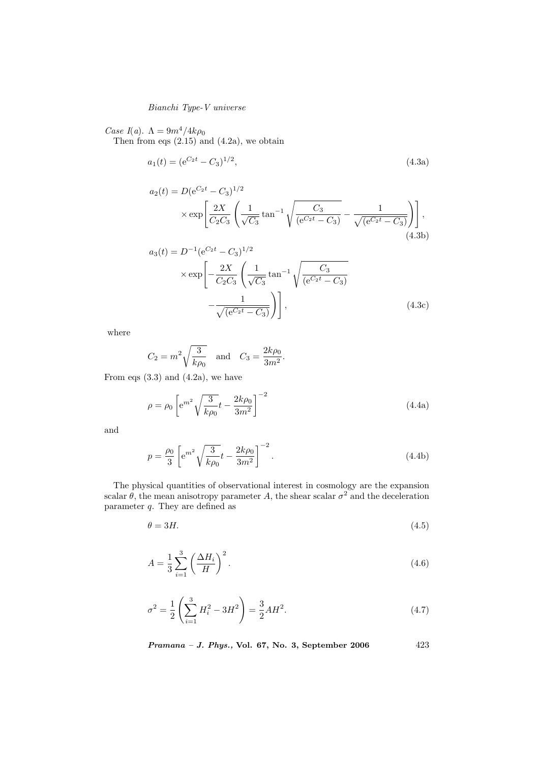*Case I(a).* $\Lambda = 9m^4/4k\rho_0$

Then from eqs (2.15) and (4.2a), we obtain

$$a_1(t) = (\mathrm{e}^{C_2 t} - C_3)^{1/2}, \tag{4.3a}$$

$$a_2(t) = D(\mathrm{e}^{C_2 t} - C_3)^{1/2} \times \exp\left[\frac{2X}{C_2 C_3}\left(\frac{1}{\sqrt{C_3}}\tan^{-1}\sqrt{\frac{C_3}{(\mathrm{e}^{C_2 t} - C_3)}} - \frac{1}{\sqrt{(\mathrm{e}^{C_2 t} - C_3)}}\right)\right], \tag{4.3b}$$

$$a_3(t) = D^{-1}(\mathrm{e}^{C_2 t} - C_3)^{1/2} \times \exp\left[-\frac{2X}{C_2 C_3}\left(\frac{1}{\sqrt{C_3}}\tan^{-1}\sqrt{\frac{C_3}{(\mathrm{e}^{C_2 t} - C_3)}} - \frac{1}{\sqrt{(\mathrm{e}^{C_2 t} - C_3)}}\right)\right], \tag{4.3c}$$

where

$$C_2 = m^2\sqrt{\frac{3}{k\rho_0}} \quad \text{and} \quad C_3 = \frac{2k\rho_0}{3m^2}.$$

From eqs (3.3) and (4.2a), we have

$$\rho = \rho_0\left[\mathrm{e}^{m^2\sqrt{\frac{3}{k\rho_0}}t} - \frac{2k\rho_0}{3m^2}\right]^{-2} \tag{4.4a}$$

and

$$p = \frac{\rho_0}{3}\left[\mathrm{e}^{m^2\sqrt{\frac{3}{k\rho_0}}t} - \frac{2k\rho_0}{3m^2}\right]^{-2}. \tag{4.4b}$$

The physical quantities of observational interest in cosmology are the expansion scalar $\theta$, the mean anisotropy parameter $A$, the shear scalar $\sigma^2$ and the deceleration parameter $q$. They are defined as

$$\theta = 3H. \tag{4.5}$$

$$A = \frac{1}{3}\sum_{i=1}^{3}\left(\frac{\Delta H_i}{H}\right)^2. \tag{4.6}$$

$$\sigma^2 = \frac{1}{2}\left(\sum_{i=1}^{3} H_i^2 - 3H^2\right) = \frac{3}{2}AH^2. \tag{4.7}$$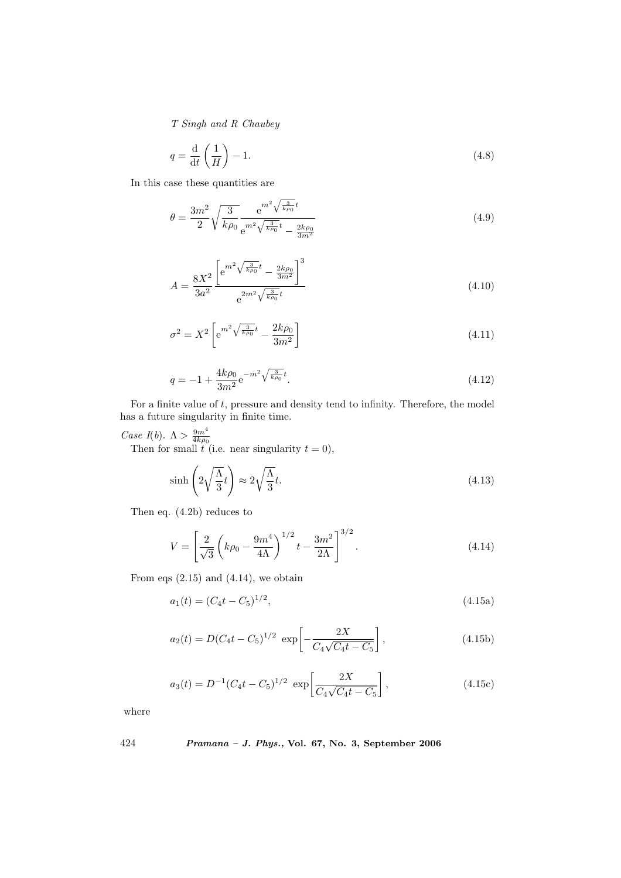$$q = \frac{\mathrm{d}}{\mathrm{d}t}\left(\frac{1}{H}\right) - 1. \tag{4.8}$$

In this case these quantities are

$$\theta = \frac{3m^2}{2}\sqrt{\frac{3}{k\rho_0}}\frac{\mathrm{e}^{m^2\sqrt{\frac{3}{k\rho_0}}t}}{\mathrm{e}^{m^2\sqrt{\frac{3}{k\rho_0}}t} - \frac{2k\rho_0}{3m^2}} \tag{4.9}$$

$$A = \frac{8X^2}{3a^2}\frac{\left[\mathrm{e}^{m^2\sqrt{\frac{3}{k\rho_0}}t} - \frac{2k\rho_0}{3m^2}\right]^3}{\mathrm{e}^{2m^2\sqrt{\frac{3}{k\rho_0}}t}} \tag{4.10}$$

$$\sigma^2 = X^2\left[\mathrm{e}^{m^2\sqrt{\frac{3}{k\rho_0}}t} - \frac{2k\rho_0}{3m^2}\right] \tag{4.11}$$

$$q = -1 + \frac{4k\rho_0}{3m^2}\mathrm{e}^{-m^2\sqrt{\frac{3}{k\rho_0}}t}. \tag{4.12}$$

For a finite value of $t$, pressure and density tend to infinity. Therefore, the model has a future singularity in finite time.

*Case I(b).* $\Lambda > \frac{9m^4}{4k\rho_0}$

Then for small $t$ (i.e. near singularity $t = 0$),

$$\sinh\left(2\sqrt{\frac{\Lambda}{3}}t\right) \approx 2\sqrt{\frac{\Lambda}{3}}t. \tag{4.13}$$

Then eq. (4.2b) reduces to

$$V = \left[\frac{2}{\sqrt{3}}\left(k\rho_0 - \frac{9m^4}{4\Lambda}\right)^{1/2}t - \frac{3m^2}{2\Lambda}\right]^{3/2}. \tag{4.14}$$

From eqs (2.15) and (4.14), we obtain

$$a_1(t) = (C_4 t - C_5)^{1/2}, \tag{4.15a}$$

$$a_2(t) = D(C_4 t - C_5)^{1/2}\ \exp\left[-\frac{2X}{C_4\sqrt{C_4 t - C_5}}\right], \tag{4.15b}$$

$$a_3(t) = D^{-1}(C_4 t - C_5)^{1/2}\ \exp\left[\frac{2X}{C_4\sqrt{C_4 t - C_5}}\right], \tag{4.15c}$$

where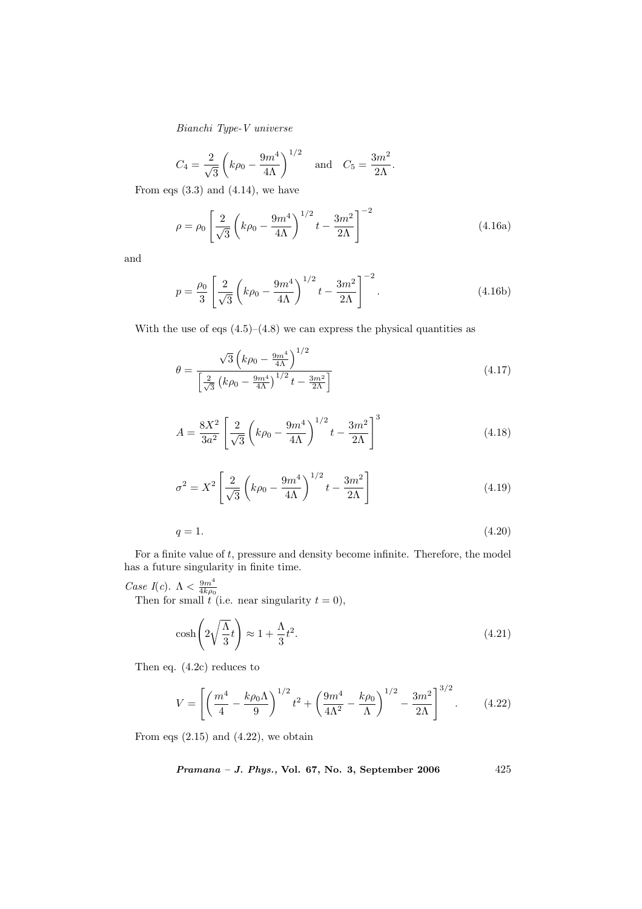$$C_4 = \frac{2}{\sqrt{3}}\left(k\rho_0 - \frac{9m^4}{4\Lambda}\right)^{1/2} \quad \text{and} \quad C_5 = \frac{3m^2}{2\Lambda}.$$

From eqs (3.3) and (4.14), we have

$$\rho = \rho_0 \left[\frac{2}{\sqrt{3}}\left(k\rho_0 - \frac{9m^4}{4\Lambda}\right)^{1/2} t - \frac{3m^2}{2\Lambda}\right]^{-2} \tag{4.16a}$$

and

$$p = \frac{\rho_0}{3} \left[\frac{2}{\sqrt{3}}\left(k\rho_0 - \frac{9m^4}{4\Lambda}\right)^{1/2} t - \frac{3m^2}{2\Lambda}\right]^{-2}. \tag{4.16b}$$

With the use of eqs (4.5)–(4.8) we can express the physical quantities as

$$\theta = \frac{\sqrt{3}\left(k\rho_0 - \frac{9m^4}{4\Lambda}\right)^{1/2}}{\left[\frac{2}{\sqrt{3}}\left(k\rho_0 - \frac{9m^4}{4\Lambda}\right)^{1/2} t - \frac{3m^2}{2\Lambda}\right]} \tag{4.17}$$

$$A = \frac{8X^2}{3a^2}\left[\frac{2}{\sqrt{3}}\left(k\rho_0 - \frac{9m^4}{4\Lambda}\right)^{1/2} t - \frac{3m^2}{2\Lambda}\right]^3 \tag{4.18}$$

$$\sigma^2 = X^2 \left[\frac{2}{\sqrt{3}}\left(k\rho_0 - \frac{9m^4}{4\Lambda}\right)^{1/2} t - \frac{3m^2}{2\Lambda}\right] \tag{4.19}$$

$$q = 1. \tag{4.20}$$

For a finite value of $t$, pressure and density become infinite. Therefore, the model has a future singularity in finite time.

*Case I(c).* $\Lambda < \frac{9m^4}{4k\rho_0}$

Then for small $t$ (i.e. near singularity $t = 0$),

$$\cosh\left(2\sqrt{\frac{\Lambda}{3}}t\right) \approx 1 + \frac{\Lambda}{3}t^2. \tag{4.21}$$

Then eq. (4.2c) reduces to

$$V = \left[\left(\frac{m^4}{4} - \frac{k\rho_0\Lambda}{9}\right)^{1/2} t^2 + \left(\frac{9m^4}{4\Lambda^2} - \frac{k\rho_0}{\Lambda}\right)^{1/2} - \frac{3m^2}{2\Lambda}\right]^{3/2}. \tag{4.22}$$

From eqs (2.15) and (4.22), we obtain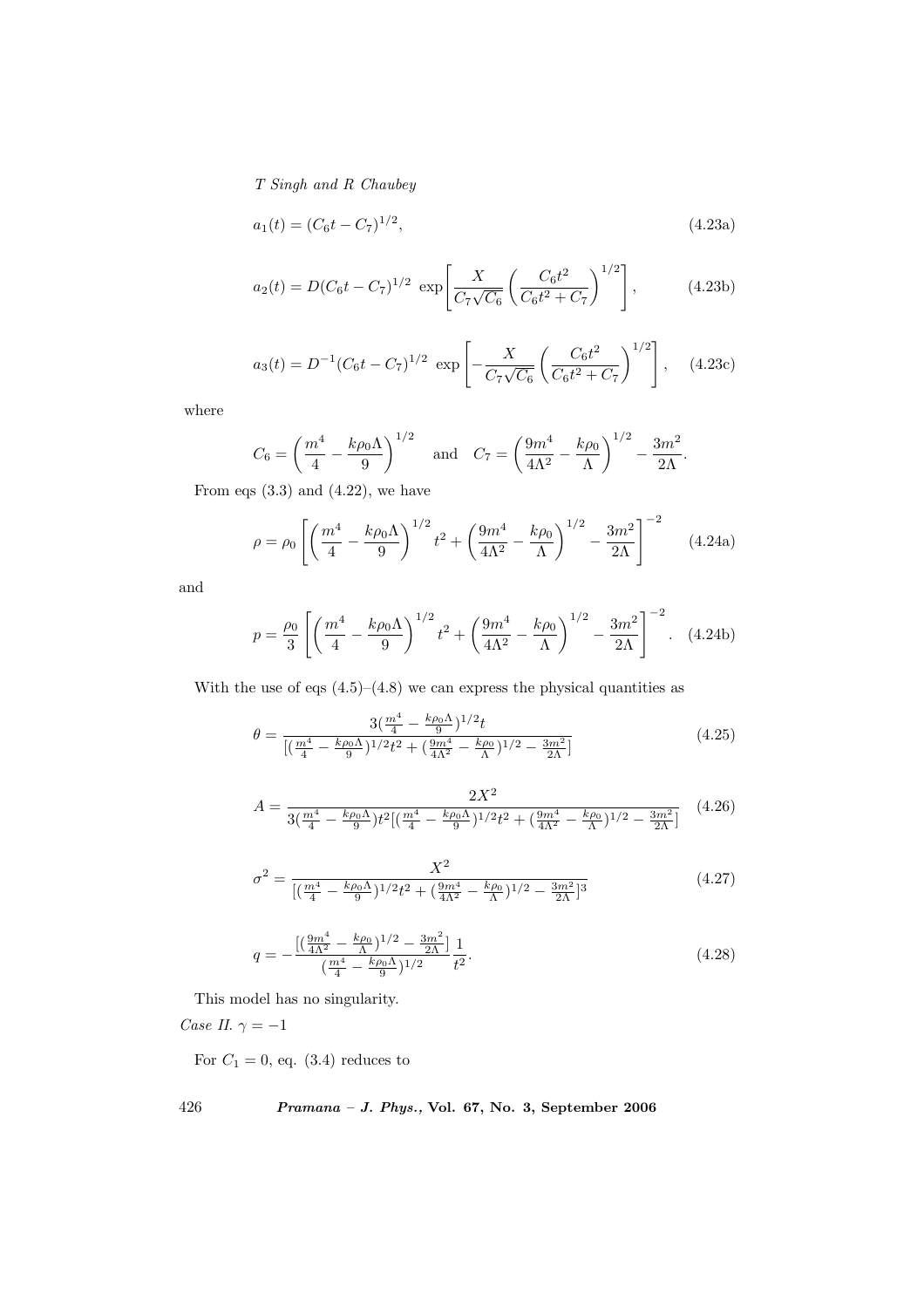$$a_1(t) = (C_6 t - C_7)^{1/2}, \tag{4.23a}$$

$$a_2(t) = D(C_6 t - C_7)^{1/2} \, \exp\left[\frac{X}{C_7\sqrt{C_6}}\left(\frac{C_6 t^2}{C_6 t^2 + C_7}\right)^{1/2}\right], \tag{4.23b}$$

$$a_3(t) = D^{-1}(C_6 t - C_7)^{1/2} \, \exp\left[-\frac{X}{C_7\sqrt{C_6}}\left(\frac{C_6 t^2}{C_6 t^2 + C_7}\right)^{1/2}\right], \tag{4.23c}$$

where

$$C_6 = \left(\frac{m^4}{4} - \frac{k\rho_0\Lambda}{9}\right)^{1/2} \quad \text{and} \quad C_7 = \left(\frac{9m^4}{4\Lambda^2} - \frac{k\rho_0}{\Lambda}\right)^{1/2} - \frac{3m^2}{2\Lambda}.$$

From eqs (3.3) and (4.22), we have

$$\rho = \rho_0\left[\left(\frac{m^4}{4} - \frac{k\rho_0\Lambda}{9}\right)^{1/2} t^2 + \left(\frac{9m^4}{4\Lambda^2} - \frac{k\rho_0}{\Lambda}\right)^{1/2} - \frac{3m^2}{2\Lambda}\right]^{-2} \tag{4.24a}$$

and

$$p = \frac{\rho_0}{3}\left[\left(\frac{m^4}{4} - \frac{k\rho_0\Lambda}{9}\right)^{1/2} t^2 + \left(\frac{9m^4}{4\Lambda^2} - \frac{k\rho_0}{\Lambda}\right)^{1/2} - \frac{3m^2}{2\Lambda}\right]^{-2}. \tag{4.24b}$$

With the use of eqs (4.5)–(4.8) we can express the physical quantities as

$$\theta = \frac{3(\frac{m^4}{4} - \frac{k\rho_0\Lambda}{9})^{1/2} t}{[(\frac{m^4}{4} - \frac{k\rho_0\Lambda}{9})^{1/2} t^2 + (\frac{9m^4}{4\Lambda^2} - \frac{k\rho_0}{\Lambda})^{1/2} - \frac{3m^2}{2\Lambda}]} \tag{4.25}$$

$$A = \frac{2X^2}{3(\frac{m^4}{4} - \frac{k\rho_0\Lambda}{9}) t^2 [(\frac{m^4}{4} - \frac{k\rho_0\Lambda}{9})^{1/2} t^2 + (\frac{9m^4}{4\Lambda^2} - \frac{k\rho_0}{\Lambda})^{1/2} - \frac{3m^2}{2\Lambda}]} \tag{4.26}$$

$$\sigma^2 = \frac{X^2}{[(\frac{m^4}{4} - \frac{k\rho_0\Lambda}{9})^{1/2} t^2 + (\frac{9m^4}{4\Lambda^2} - \frac{k\rho_0}{\Lambda})^{1/2} - \frac{3m^2}{2\Lambda}]^3} \tag{4.27}$$

$$q = -\frac{[(\frac{9m^4}{4\Lambda^2} - \frac{k\rho_0}{\Lambda})^{1/2} - \frac{3m^2}{2\Lambda}]}{(\frac{m^4}{4} - \frac{k\rho_0\Lambda}{9})^{1/2}} \frac{1}{t^2}. \tag{4.28}$$

This model has no singularity.

*Case II.* $\gamma = -1$

For $C_1 = 0$, eq. (3.4) reduces to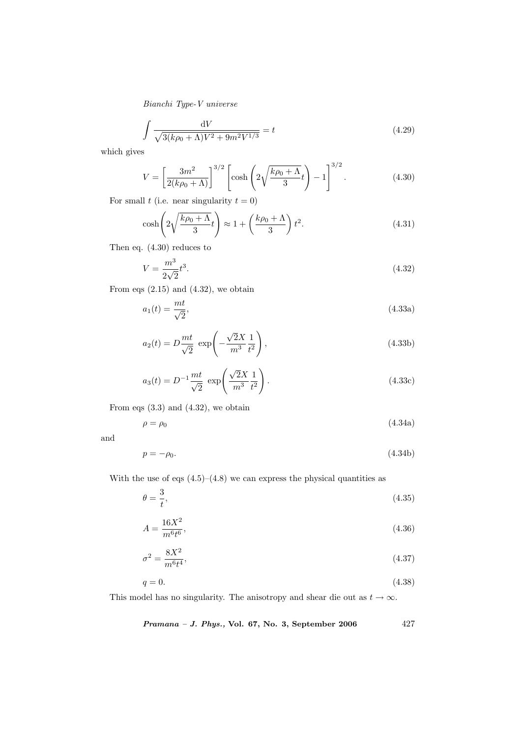$$\int \frac{\mathrm{d}V}{\sqrt{3(k\rho_0 + \Lambda)V^2 + 9m^2 V^{1/3}}} = t \tag{4.29}$$

which gives

$$V = \left[\frac{3m^2}{2(k\rho_0 + \Lambda)}\right]^{3/2} \left[\cosh\left(2\sqrt{\frac{k\rho_0 + \Lambda}{3}}t\right) - 1\right]^{3/2}. \tag{4.30}$$

For small $t$ (i.e. near singularity $t = 0$)

$$\cosh\left(2\sqrt{\frac{k\rho_0 + \Lambda}{3}}t\right) \approx 1 + \left(\frac{k\rho_0 + \Lambda}{3}\right)t^2. \tag{4.31}$$

Then eq. (4.30) reduces to

$$V = \frac{m^3}{2\sqrt{2}}t^3. \tag{4.32}$$

From eqs (2.15) and (4.32), we obtain

$$a_1(t) = \frac{mt}{\sqrt{2}}, \tag{4.33a}$$

$$a_2(t) = D\frac{mt}{\sqrt{2}}\ \exp\left(-\frac{\sqrt{2}X}{m^3}\frac{1}{t^2}\right), \tag{4.33b}$$

$$a_3(t) = D^{-1}\frac{mt}{\sqrt{2}}\ \exp\left(\frac{\sqrt{2}X}{m^3}\frac{1}{t^2}\right). \tag{4.33c}$$

From eqs (3.3) and (4.32), we obtain

$$\rho = \rho_0 \tag{4.34a}$$

and

$$p = -\rho_0. \tag{4.34b}$$

With the use of eqs (4.5)–(4.8) we can express the physical quantities as

$$\theta = \frac{3}{t}, \tag{4.35}$$

$$A = \frac{16X^2}{m^6 t^6}, \tag{4.36}$$

$$\sigma^2 = \frac{8X^2}{m^6 t^4}, \tag{4.37}$$

$$q = 0. \tag{4.38}$$

This model has no singularity. The anisotropy and shear die out as $t \to \infty$.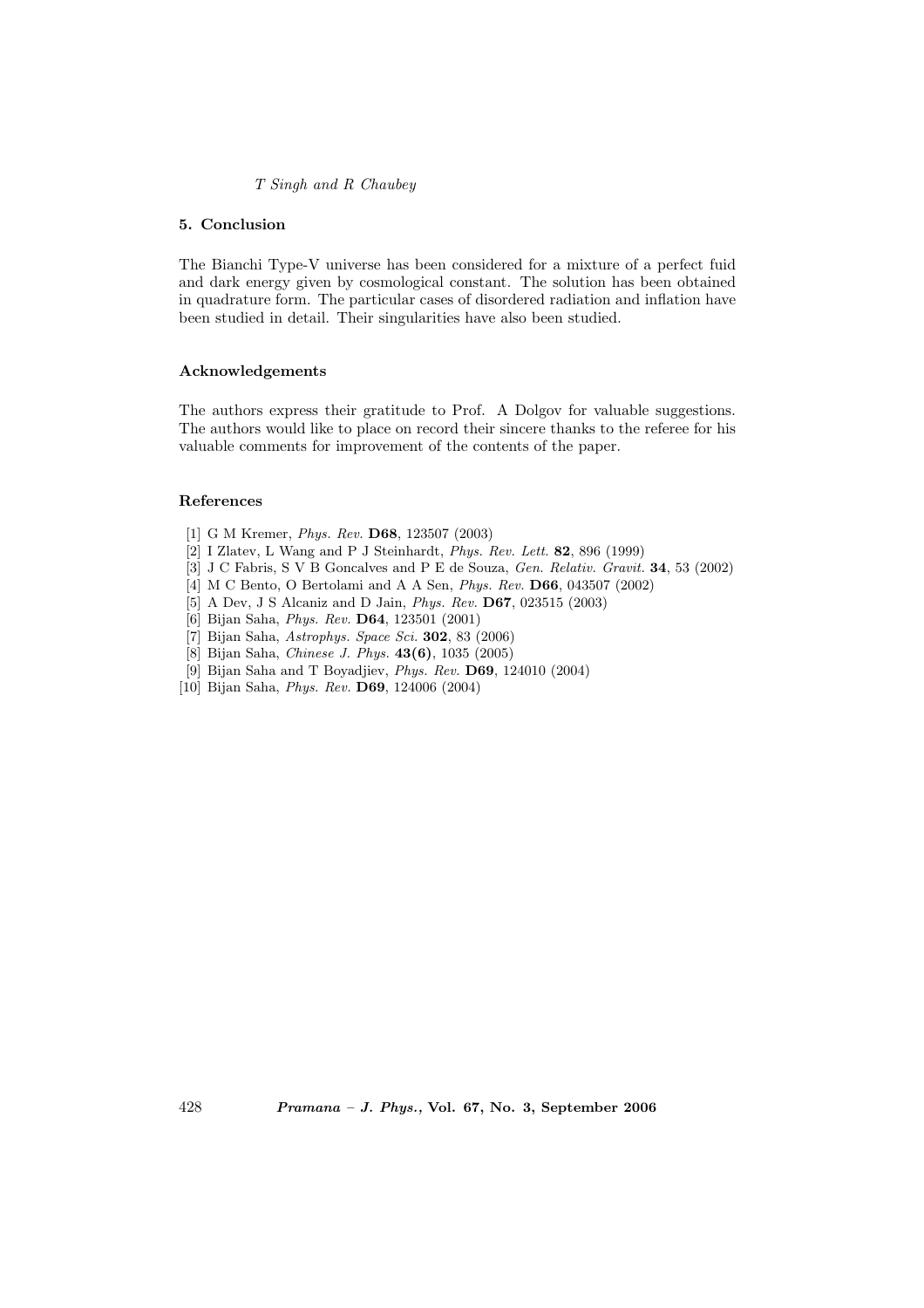## 5. Conclusion

The Bianchi Type-V universe has been considered for a mixture of a perfect fuid and dark energy given by cosmological constant. The solution has been obtained in quadrature form. The particular cases of disordered radiation and inflation have been studied in detail. Their singularities have also been studied.

### Acknowledgements

The authors express their gratitude to Prof. A Dolgov for valuable suggestions. The authors would like to place on record their sincere thanks to the referee for his valuable comments for improvement of the contents of the paper.

### References

[1] G M Kremer, *Phys. Rev.* **D68**, 123507 (2003)

[2] I Zlatev, L Wang and P J Steinhardt, *Phys. Rev. Lett.* **82**, 896 (1999)

[3] J C Fabris, S V B Goncalves and P E de Souza, *Gen. Relativ. Gravit.* **34**, 53 (2002)

[4] M C Bento, O Bertolami and A A Sen, *Phys. Rev.* **D66**, 043507 (2002)

[5] A Dev, J S Alcaniz and D Jain, *Phys. Rev.* **D67**, 023515 (2003)

[6] Bijan Saha, *Phys. Rev.* **D64**, 123501 (2001)

[7] Bijan Saha, *Astrophys. Space Sci.* **302**, 83 (2006)

[8] Bijan Saha, *Chinese J. Phys.* **43(6)**, 1035 (2005)

[9] Bijan Saha and T Boyadjiev, *Phys. Rev.* **D69**, 124010 (2004)

[10] Bijan Saha, *Phys. Rev.* **D69**, 124006 (2004)